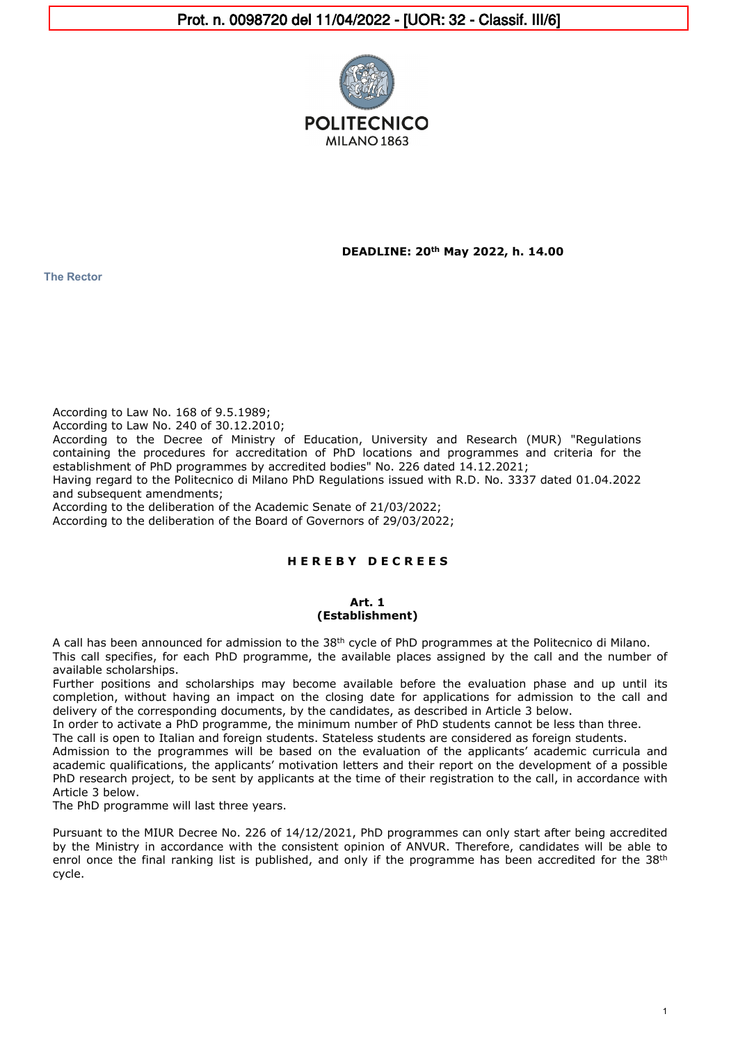Prot. n. 0098720 del 11/04/2022 - [UOR: 32 - Classif. III/6]

POLITECNICO MILANO 1863

**DEADLINE: 20th May 2022, h. 14.00**

**The Rector**

According to Law No. 168 of 9.5.1989;
According to Law No. 240 of 30.12.2010;
According to the Decree of Ministry of Education, University and Research (MUR) "Regulations containing the procedures for accreditation of PhD locations and programmes and criteria for the establishment of PhD programmes by accredited bodies" No. 226 dated 14.12.2021;
Having regard to the Politecnico di Milano PhD Regulations issued with R.D. No. 3337 dated 01.04.2022 and subsequent amendments;
According to the deliberation of the Academic Senate of 21/03/2022;
According to the deliberation of the Board of Governors of 29/03/2022;

**H E R E B Y  D E C R E E S**

## Art. 1
## (Establishment)

A call has been announced for admission to the 38th cycle of PhD programmes at the Politecnico di Milano.
This call specifies, for each PhD programme, the available places assigned by the call and the number of available scholarships.
Further positions and scholarships may become available before the evaluation phase and up until its completion, without having an impact on the closing date for applications for admission to the call and delivery of the corresponding documents, by the candidates, as described in Article 3 below.
In order to activate a PhD programme, the minimum number of PhD students cannot be less than three.
The call is open to Italian and foreign students. Stateless students are considered as foreign students.
Admission to the programmes will be based on the evaluation of the applicants' academic curricula and academic qualifications, the applicants' motivation letters and their report on the development of a possible PhD research project, to be sent by applicants at the time of their registration to the call, in accordance with Article 3 below.
The PhD programme will last three years.

Pursuant to the MIUR Decree No. 226 of 14/12/2021, PhD programmes can only start after being accredited by the Ministry in accordance with the consistent opinion of ANVUR. Therefore, candidates will be able to enrol once the final ranking list is published, and only if the programme has been accredited for the 38th cycle.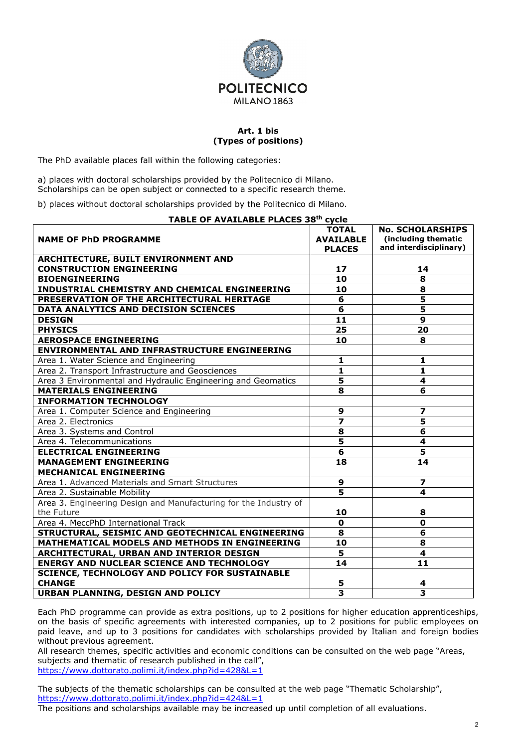**Art. 1 bis**
**(Types of positions)**

The PhD available places fall within the following categories:

a) places with doctoral scholarships provided by the Politecnico di Milano.
Scholarships can be open subject or connected to a specific research theme.

b) places without doctoral scholarships provided by the Politecnico di Milano.

**TABLE OF AVAILABLE PLACES 38th cycle**

| NAME OF PhD PROGRAMME | TOTAL AVAILABLE PLACES | No. SCHOLARSHIPS (including thematic and interdisciplinary) |
|---|---|---|
| **ARCHITECTURE, BUILT ENVIRONMENT AND CONSTRUCTION ENGINEERING** | **17** | **14** |
| **BIOENGINEERING** | **10** | **8** |
| **INDUSTRIAL CHEMISTRY AND CHEMICAL ENGINEERING** | **10** | **8** |
| **PRESERVATION OF THE ARCHITECTURAL HERITAGE** | **6** | **5** |
| **DATA ANALYTICS AND DECISION SCIENCES** | **6** | **5** |
| **DESIGN** | **11** | **9** |
| **PHYSICS** | **25** | **20** |
| **AEROSPACE ENGINEERING** | **10** | **8** |
| **ENVIRONMENTAL AND INFRASTRUCTURE ENGINEERING** | | |
| Area 1. Water Science and Engineering | **1** | **1** |
| Area 2. Transport Infrastructure and Geosciences | **1** | **1** |
| Area 3 Environmental and Hydraulic Engineering and Geomatics | **5** | **4** |
| **MATERIALS ENGINEERING** | **8** | **6** |
| **INFORMATION TECHNOLOGY** | | |
| Area 1. Computer Science and Engineering | **9** | **7** |
| Area 2. Electronics | **7** | **5** |
| Area 3. Systems and Control | **8** | **6** |
| Area 4. Telecommunications | **5** | **4** |
| **ELECTRICAL ENGINEERING** | **6** | **5** |
| **MANAGEMENT ENGINEERING** | **18** | **14** |
| **MECHANICAL ENGINEERING** | | |
| Area 1. Advanced Materials and Smart Structures | **9** | **7** |
| Area 2. Sustainable Mobility | **5** | **4** |
| Area 3. Engineering Design and Manufacturing for the Industry of the Future | **10** | **8** |
| Area 4. MeccPhD International Track | **0** | **0** |
| **STRUCTURAL, SEISMIC AND GEOTECHNICAL ENGINEERING** | **8** | **6** |
| **MATHEMATICAL MODELS AND METHODS IN ENGINEERING** | **10** | **8** |
| **ARCHITECTURAL, URBAN AND INTERIOR DESIGN** | **5** | **4** |
| **ENERGY AND NUCLEAR SCIENCE AND TECHNOLOGY** | **14** | **11** |
| **SCIENCE, TECHNOLOGY AND POLICY FOR SUSTAINABLE CHANGE** | **5** | **4** |
| **URBAN PLANNING, DESIGN AND POLICY** | **3** | **3** |

Each PhD programme can provide as extra positions, up to 2 positions for higher education apprenticeships, on the basis of specific agreements with interested companies, up to 2 positions for public employees on paid leave, and up to 3 positions for candidates with scholarships provided by Italian and foreign bodies without previous agreement.
All research themes, specific activities and economic conditions can be consulted on the web page "Areas, subjects and thematic of research published in the call",
https://www.dottorato.polimi.it/index.php?id=428&L=1

The subjects of the thematic scholarships can be consulted at the web page "Thematic Scholarship",
https://www.dottorato.polimi.it/index.php?id=424&L=1
The positions and scholarships available may be increased up until completion of all evaluations.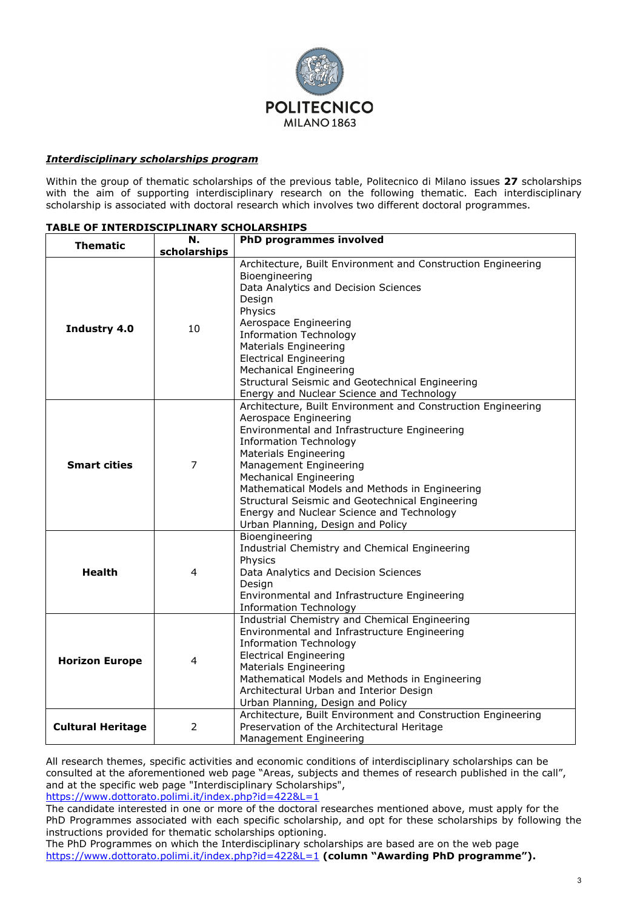***Interdisciplinary scholarships program***

Within the group of thematic scholarships of the previous table, Politecnico di Milano issues **27** scholarships with the aim of supporting interdisciplinary research on the following thematic. Each interdisciplinary scholarship is associated with doctoral research which involves two different doctoral programmes.

**TABLE OF INTERDISCIPLINARY SCHOLARSHIPS**

| Thematic | N. scholarships | PhD programmes involved |
|---|---|---|
| **Industry 4.0** | 10 | Architecture, Built Environment and Construction Engineering<br>Bioengineering<br>Data Analytics and Decision Sciences<br>Design<br>Physics<br>Aerospace Engineering<br>Information Technology<br>Materials Engineering<br>Electrical Engineering<br>Mechanical Engineering<br>Structural Seismic and Geotechnical Engineering<br>Energy and Nuclear Science and Technology |
| **Smart cities** | 7 | Architecture, Built Environment and Construction Engineering<br>Aerospace Engineering<br>Environmental and Infrastructure Engineering<br>Information Technology<br>Materials Engineering<br>Management Engineering<br>Mechanical Engineering<br>Mathematical Models and Methods in Engineering<br>Structural Seismic and Geotechnical Engineering<br>Energy and Nuclear Science and Technology<br>Urban Planning, Design and Policy |
| **Health** | 4 | Bioengineering<br>Industrial Chemistry and Chemical Engineering<br>Physics<br>Data Analytics and Decision Sciences<br>Design<br>Environmental and Infrastructure Engineering<br>Information Technology |
| **Horizon Europe** | 4 | Industrial Chemistry and Chemical Engineering<br>Environmental and Infrastructure Engineering<br>Information Technology<br>Electrical Engineering<br>Materials Engineering<br>Mathematical Models and Methods in Engineering<br>Architectural Urban and Interior Design<br>Urban Planning, Design and Policy |
| **Cultural Heritage** | 2 | Architecture, Built Environment and Construction Engineering<br>Preservation of the Architectural Heritage<br>Management Engineering |

All research themes, specific activities and economic conditions of interdisciplinary scholarships can be consulted at the aforementioned web page "Areas, subjects and themes of research published in the call", and at the specific web page "Interdisciplinary Scholarships",
https://www.dottorato.polimi.it/index.php?id=422&L=1
The candidate interested in one or more of the doctoral researches mentioned above, must apply for the PhD Programmes associated with each specific scholarship, and opt for these scholarships by following the instructions provided for thematic scholarships optioning.
The PhD Programmes on which the Interdisciplinary scholarships are based are on the web page https://www.dottorato.polimi.it/index.php?id=422&L=1 **(column "Awarding PhD programme").**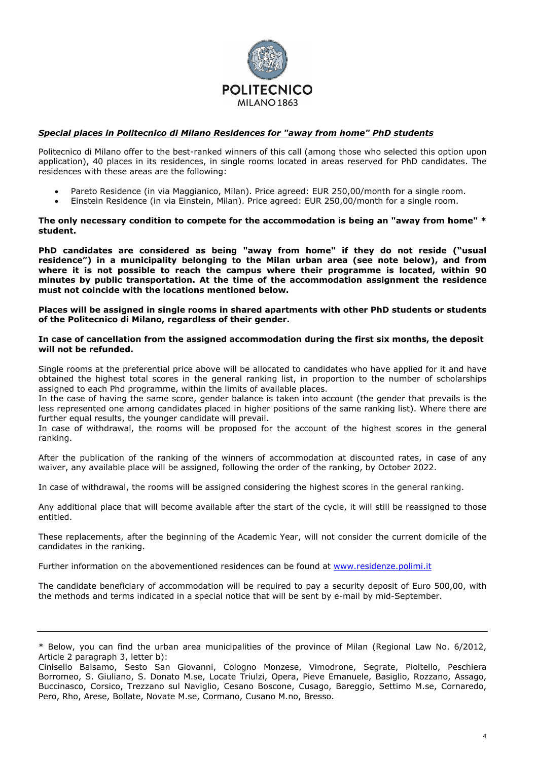***Special places in Politecnico di Milano Residences for "away from home" PhD students***

Politecnico di Milano offer to the best-ranked winners of this call (among those who selected this option upon application), 40 places in its residences, in single rooms located in areas reserved for PhD candidates. The residences with these areas are the following:

- Pareto Residence (in via Maggianico, Milan). Price agreed: EUR 250,00/month for a single room.
- Einstein Residence (in via Einstein, Milan). Price agreed: EUR 250,00/month for a single room.

**The only necessary condition to compete for the accommodation is being an "away from home" \* student.**

**PhD candidates are considered as being "away from home" if they do not reside ("usual residence") in a municipality belonging to the Milan urban area (see note below), and from where it is not possible to reach the campus where their programme is located, within 90 minutes by public transportation. At the time of the accommodation assignment the residence must not coincide with the locations mentioned below.**

**Places will be assigned in single rooms in shared apartments with other PhD students or students of the Politecnico di Milano, regardless of their gender.**

**In case of cancellation from the assigned accommodation during the first six months, the deposit will not be refunded.**

Single rooms at the preferential price above will be allocated to candidates who have applied for it and have obtained the highest total scores in the general ranking list, in proportion to the number of scholarships assigned to each Phd programme, within the limits of available places.
In the case of having the same score, gender balance is taken into account (the gender that prevails is the less represented one among candidates placed in higher positions of the same ranking list). Where there are further equal results, the younger candidate will prevail.
In case of withdrawal, the rooms will be proposed for the account of the highest scores in the general ranking.

After the publication of the ranking of the winners of accommodation at discounted rates, in case of any waiver, any available place will be assigned, following the order of the ranking, by October 2022.

In case of withdrawal, the rooms will be assigned considering the highest scores in the general ranking.

Any additional place that will become available after the start of the cycle, it will still be reassigned to those entitled.

These replacements, after the beginning of the Academic Year, will not consider the current domicile of the candidates in the ranking.

Further information on the abovementioned residences can be found at [www.residenze.polimi.it](http://www.residenze.polimi.it)

The candidate beneficiary of accommodation will be required to pay a security deposit of Euro 500,00, with the methods and terms indicated in a special notice that will be sent by e-mail by mid-September.

---

\* Below, you can find the urban area municipalities of the province of Milan (Regional Law No. 6/2012, Article 2 paragraph 3, letter b):
Cinisello Balsamo, Sesto San Giovanni, Cologno Monzese, Vimodrone, Segrate, Pioltello, Peschiera Borromeo, S. Giuliano, S. Donato M.se, Locate Triulzi, Opera, Pieve Emanuele, Basiglio, Rozzano, Assago, Buccinasco, Corsico, Trezzano sul Naviglio, Cesano Boscone, Cusago, Bareggio, Settimo M.se, Cornaredo, Pero, Rho, Arese, Bollate, Novate M.se, Cormano, Cusano M.no, Bresso.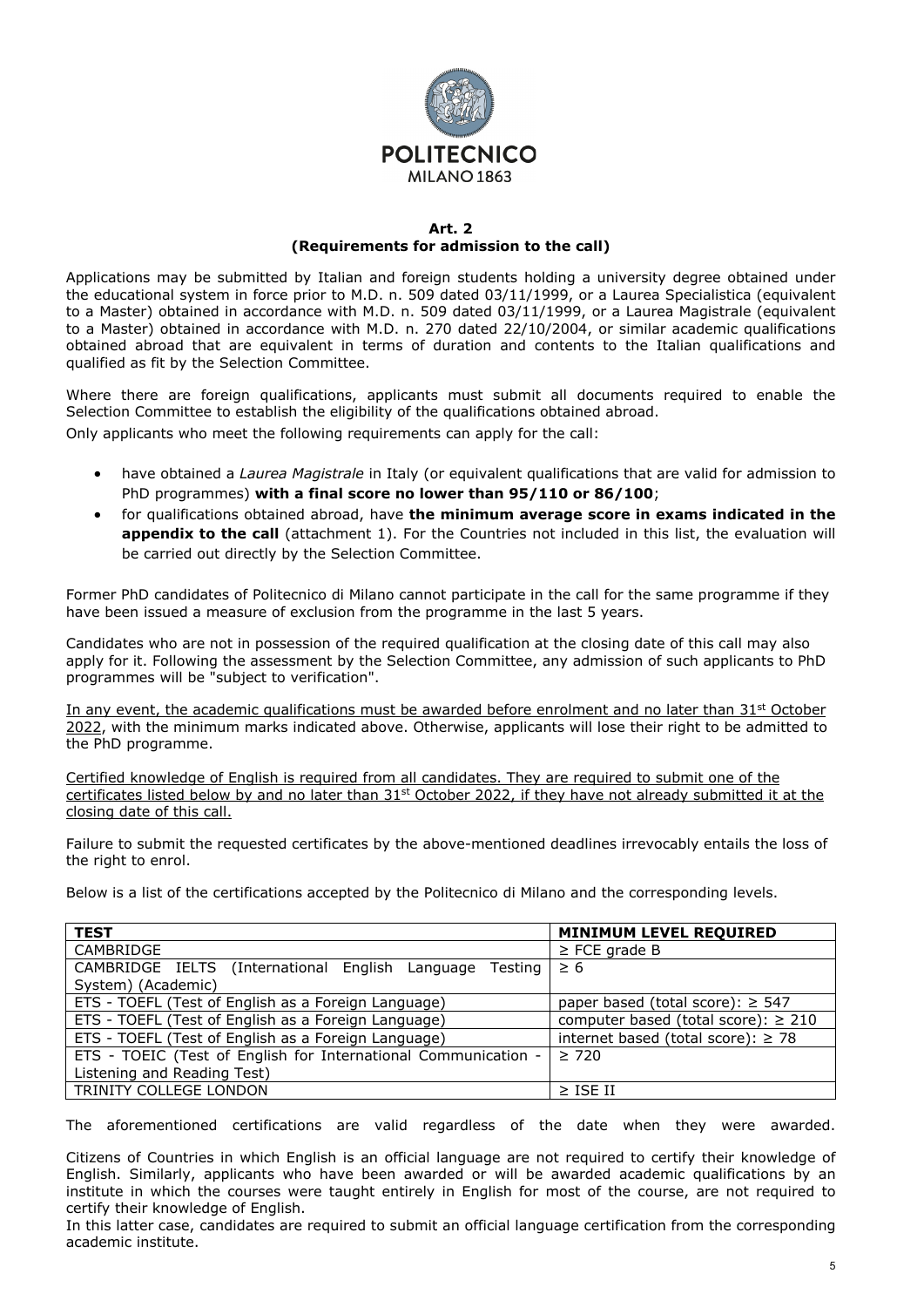**Art. 2**
**(Requirements for admission to the call)**

Applications may be submitted by Italian and foreign students holding a university degree obtained under the educational system in force prior to M.D. n. 509 dated 03/11/1999, or a Laurea Specialistica (equivalent to a Master) obtained in accordance with M.D. n. 509 dated 03/11/1999, or a Laurea Magistrale (equivalent to a Master) obtained in accordance with M.D. n. 270 dated 22/10/2004, or similar academic qualifications obtained abroad that are equivalent in terms of duration and contents to the Italian qualifications and qualified as fit by the Selection Committee.

Where there are foreign qualifications, applicants must submit all documents required to enable the Selection Committee to establish the eligibility of the qualifications obtained abroad.

Only applicants who meet the following requirements can apply for the call:

- have obtained a *Laurea Magistrale* in Italy (or equivalent qualifications that are valid for admission to PhD programmes) **with a final score no lower than 95/110 or 86/100**;
- for qualifications obtained abroad, have **the minimum average score in exams indicated in the appendix to the call** (attachment 1). For the Countries not included in this list, the evaluation will be carried out directly by the Selection Committee.

Former PhD candidates of Politecnico di Milano cannot participate in the call for the same programme if they have been issued a measure of exclusion from the programme in the last 5 years.

Candidates who are not in possession of the required qualification at the closing date of this call may also apply for it. Following the assessment by the Selection Committee, any admission of such applicants to PhD programmes will be "subject to verification".

In any event, the academic qualifications must be awarded before enrolment and no later than 31st October 2022, with the minimum marks indicated above. Otherwise, applicants will lose their right to be admitted to the PhD programme.

Certified knowledge of English is required from all candidates. They are required to submit one of the certificates listed below by and no later than 31st October 2022, if they have not already submitted it at the closing date of this call.

Failure to submit the requested certificates by the above-mentioned deadlines irrevocably entails the loss of the right to enrol.

Below is a list of the certifications accepted by the Politecnico di Milano and the corresponding levels.

| TEST | MINIMUM LEVEL REQUIRED |
|---|---|
| CAMBRIDGE | ≥ FCE grade B |
| CAMBRIDGE IELTS (International English Language Testing System) (Academic) | ≥ 6 |
| ETS - TOEFL (Test of English as a Foreign Language) | paper based (total score): ≥ 547 |
| ETS - TOEFL (Test of English as a Foreign Language) | computer based (total score): ≥ 210 |
| ETS - TOEFL (Test of English as a Foreign Language) | internet based (total score): ≥ 78 |
| ETS - TOEIC (Test of English for International Communication - Listening and Reading Test) | ≥ 720 |
| TRINITY COLLEGE LONDON | ≥ ISE II |

The aforementioned certifications are valid regardless of the date when they were awarded.

Citizens of Countries in which English is an official language are not required to certify their knowledge of English. Similarly, applicants who have been awarded or will be awarded academic qualifications by an institute in which the courses were taught entirely in English for most of the course, are not required to certify their knowledge of English.

In this latter case, candidates are required to submit an official language certification from the corresponding academic institute.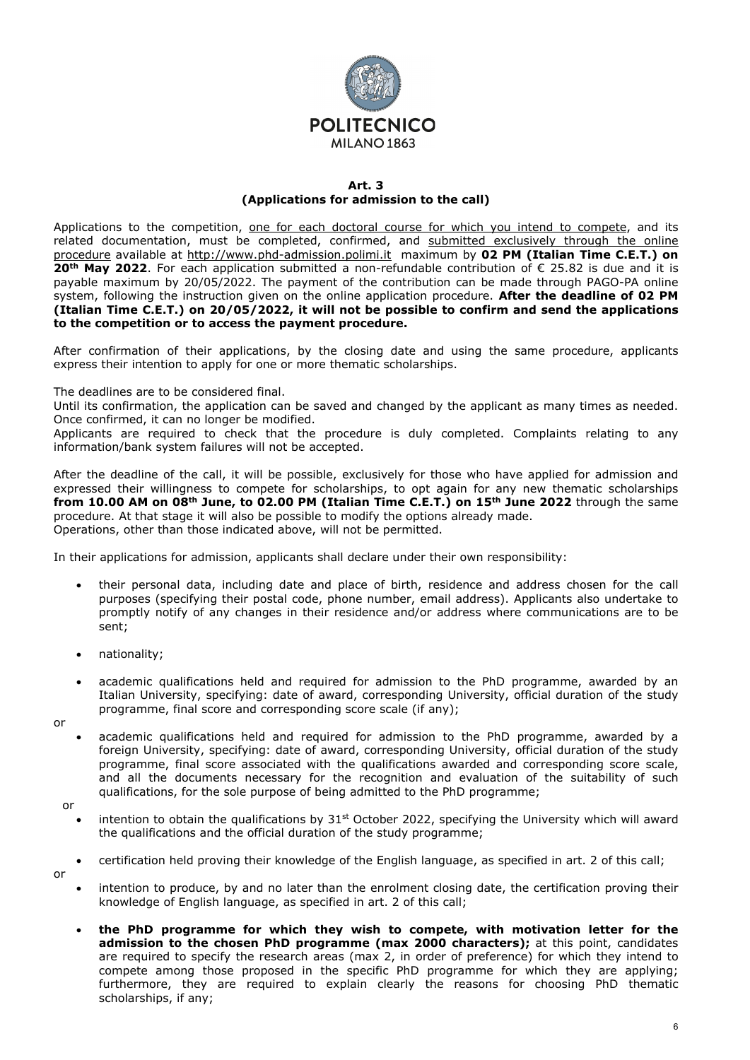**Art. 3**
**(Applications for admission to the call)**

Applications to the competition, <u>one for each doctoral course for which you intend to compete</u>, and its related documentation, must be completed, confirmed, and <u>submitted exclusively through the online procedure</u> available at http://www.phd-admission.polimi.it maximum by **02 PM (Italian Time C.E.T.) on 20th May 2022**. For each application submitted a non-refundable contribution of € 25.82 is due and it is payable maximum by 20/05/2022. The payment of the contribution can be made through PAGO-PA online system, following the instruction given on the online application procedure. **After the deadline of 02 PM (Italian Time C.E.T.) on 20/05/2022, it will not be possible to confirm and send the applications to the competition or to access the payment procedure.**

After confirmation of their applications, by the closing date and using the same procedure, applicants express their intention to apply for one or more thematic scholarships.

The deadlines are to be considered final.
Until its confirmation, the application can be saved and changed by the applicant as many times as needed. Once confirmed, it can no longer be modified.
Applicants are required to check that the procedure is duly completed. Complaints relating to any information/bank system failures will not be accepted.

After the deadline of the call, it will be possible, exclusively for those who have applied for admission and expressed their willingness to compete for scholarships, to opt again for any new thematic scholarships **from 10.00 AM on 08th June, to 02.00 PM (Italian Time C.E.T.) on 15th June 2022** through the same procedure. At that stage it will also be possible to modify the options already made.
Operations, other than those indicated above, will not be permitted.

In their applications for admission, applicants shall declare under their own responsibility:

- their personal data, including date and place of birth, residence and address chosen for the call purposes (specifying their postal code, phone number, email address). Applicants also undertake to promptly notify of any changes in their residence and/or address where communications are to be sent;

- nationality;

- academic qualifications held and required for admission to the PhD programme, awarded by an Italian University, specifying: date of award, corresponding University, official duration of the study programme, final score and corresponding score scale (if any);

or

- academic qualifications held and required for admission to the PhD programme, awarded by a foreign University, specifying: date of award, corresponding University, official duration of the study programme, final score associated with the qualifications awarded and corresponding score scale, and all the documents necessary for the recognition and evaluation of the suitability of such qualifications, for the sole purpose of being admitted to the PhD programme;

or

- intention to obtain the qualifications by 31st October 2022, specifying the University which will award the qualifications and the official duration of the study programme;

- certification held proving their knowledge of the English language, as specified in art. 2 of this call;

or

- intention to produce, by and no later than the enrolment closing date, the certification proving their knowledge of English language, as specified in art. 2 of this call;

- **the PhD programme for which they wish to compete, with motivation letter for the admission to the chosen PhD programme (max 2000 characters);** at this point, candidates are required to specify the research areas (max 2, in order of preference) for which they intend to compete among those proposed in the specific PhD programme for which they are applying; furthermore, they are required to explain clearly the reasons for choosing PhD thematic scholarships, if any;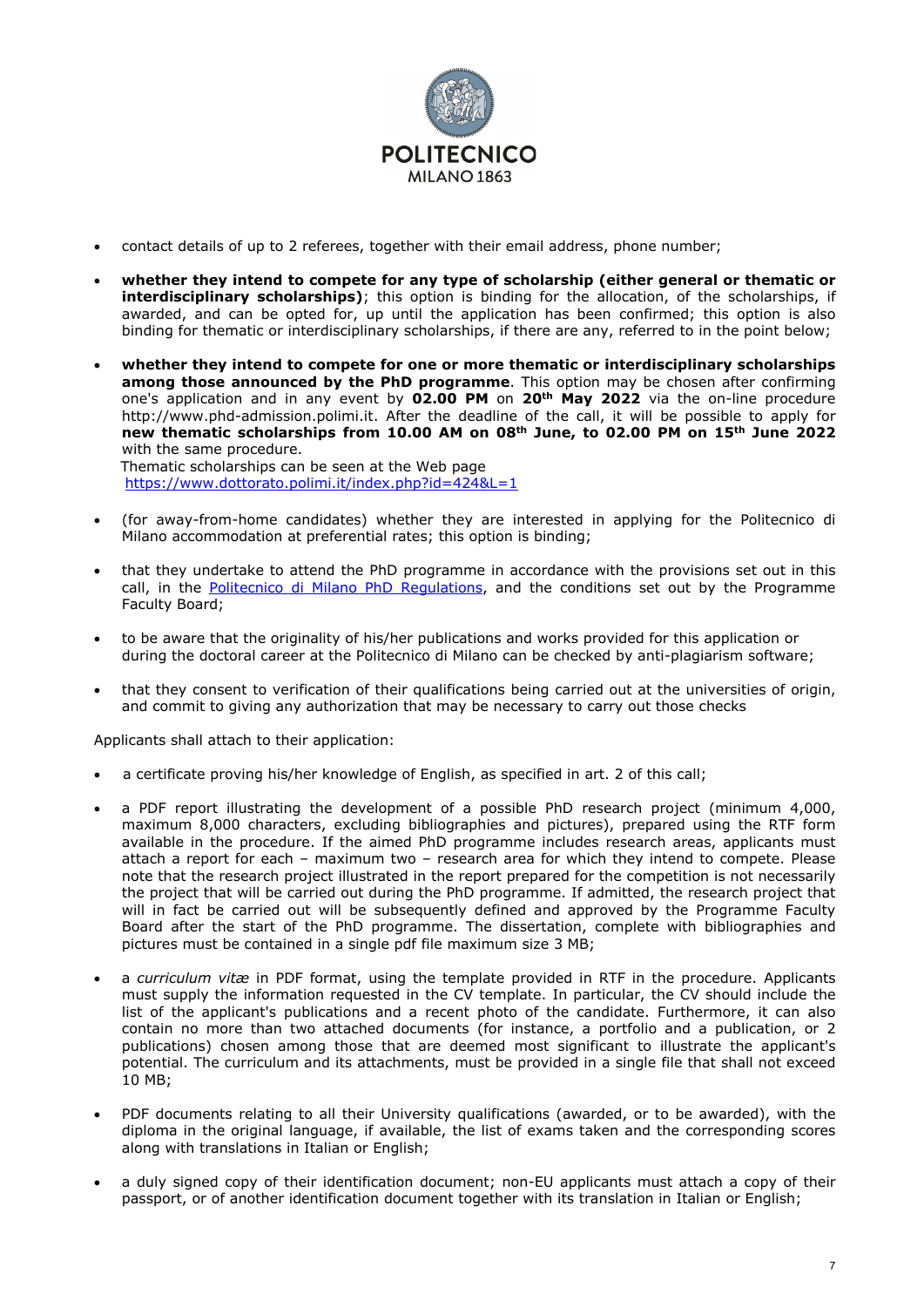- contact details of up to 2 referees, together with their email address, phone number;
- **whether they intend to compete for any type of scholarship (either general or thematic or interdisciplinary scholarships)**; this option is binding for the allocation, of the scholarships, if awarded, and can be opted for, up until the application has been confirmed; this option is also binding for thematic or interdisciplinary scholarships, if there are any, referred to in the point below;
- **whether they intend to compete for one or more thematic or interdisciplinary scholarships among those announced by the PhD programme**. This option may be chosen after confirming one's application and in any event by **02.00 PM** on **20th May 2022** via the on-line procedure http://www.phd-admission.polimi.it. After the deadline of the call, it will be possible to apply for **new thematic scholarships from 10.00 AM on 08th June, to 02.00 PM on 15th June 2022** with the same procedure.
  Thematic scholarships can be seen at the Web page https://www.dottorato.polimi.it/index.php?id=424&L=1
- (for away-from-home candidates) whether they are interested in applying for the Politecnico di Milano accommodation at preferential rates; this option is binding;
- that they undertake to attend the PhD programme in accordance with the provisions set out in this call, in the Politecnico di Milano PhD Regulations, and the conditions set out by the Programme Faculty Board;
- to be aware that the originality of his/her publications and works provided for this application or during the doctoral career at the Politecnico di Milano can be checked by anti-plagiarism software;
- that they consent to verification of their qualifications being carried out at the universities of origin, and commit to giving any authorization that may be necessary to carry out those checks

Applicants shall attach to their application:

- a certificate proving his/her knowledge of English, as specified in art. 2 of this call;
- a PDF report illustrating the development of a possible PhD research project (minimum 4,000, maximum 8,000 characters, excluding bibliographies and pictures), prepared using the RTF form available in the procedure. If the aimed PhD programme includes research areas, applicants must attach a report for each – maximum two – research area for which they intend to compete. Please note that the research project illustrated in the report prepared for the competition is not necessarily the project that will be carried out during the PhD programme. If admitted, the research project that will in fact be carried out will be subsequently defined and approved by the Programme Faculty Board after the start of the PhD programme. The dissertation, complete with bibliographies and pictures must be contained in a single pdf file maximum size 3 MB;
- a *curriculum vitæ* in PDF format, using the template provided in RTF in the procedure. Applicants must supply the information requested in the CV template. In particular, the CV should include the list of the applicant's publications and a recent photo of the candidate. Furthermore, it can also contain no more than two attached documents (for instance, a portfolio and a publication, or 2 publications) chosen among those that are deemed most significant to illustrate the applicant's potential. The curriculum and its attachments, must be provided in a single file that shall not exceed 10 MB;
- PDF documents relating to all their University qualifications (awarded, or to be awarded), with the diploma in the original language, if available, the list of exams taken and the corresponding scores along with translations in Italian or English;
- a duly signed copy of their identification document; non-EU applicants must attach a copy of their passport, or of another identification document together with its translation in Italian or English;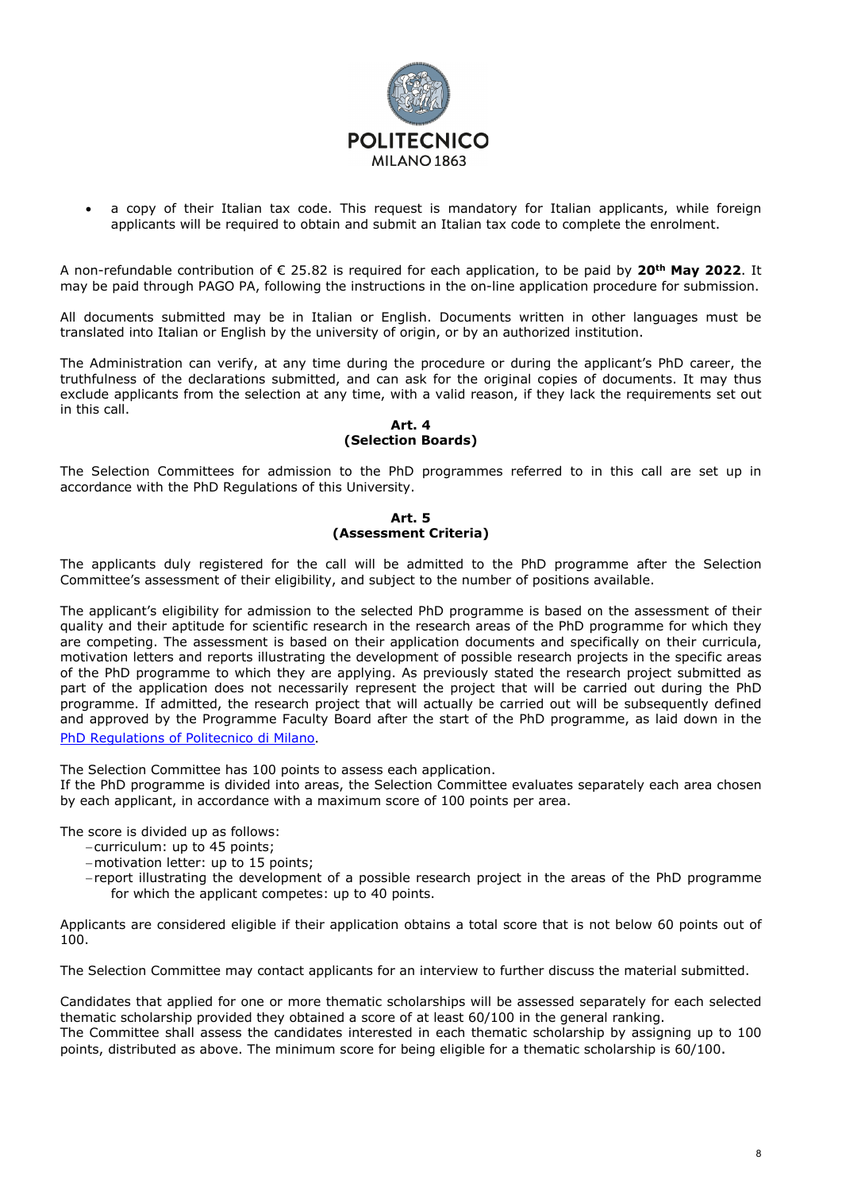- a copy of their Italian tax code. This request is mandatory for Italian applicants, while foreign applicants will be required to obtain and submit an Italian tax code to complete the enrolment.

A non-refundable contribution of € 25.82 is required for each application, to be paid by **20th May 2022**. It may be paid through PAGO PA, following the instructions in the on-line application procedure for submission.

All documents submitted may be in Italian or English. Documents written in other languages must be translated into Italian or English by the university of origin, or by an authorized institution.

The Administration can verify, at any time during the procedure or during the applicant's PhD career, the truthfulness of the declarations submitted, and can ask for the original copies of documents. It may thus exclude applicants from the selection at any time, with a valid reason, if they lack the requirements set out in this call.

**Art. 4**
**(Selection Boards)**

The Selection Committees for admission to the PhD programmes referred to in this call are set up in accordance with the PhD Regulations of this University.

**Art. 5**
**(Assessment Criteria)**

The applicants duly registered for the call will be admitted to the PhD programme after the Selection Committee's assessment of their eligibility, and subject to the number of positions available.

The applicant's eligibility for admission to the selected PhD programme is based on the assessment of their quality and their aptitude for scientific research in the research areas of the PhD programme for which they are competing. The assessment is based on their application documents and specifically on their curricula, motivation letters and reports illustrating the development of possible research projects in the specific areas of the PhD programme to which they are applying. As previously stated the research project submitted as part of the application does not necessarily represent the project that will be carried out during the PhD programme. If admitted, the research project that will actually be carried out will be subsequently defined and approved by the Programme Faculty Board after the start of the PhD programme, as laid down in the PhD Regulations of Politecnico di Milano.

The Selection Committee has 100 points to assess each application.
If the PhD programme is divided into areas, the Selection Committee evaluates separately each area chosen by each applicant, in accordance with a maximum score of 100 points per area.

The score is divided up as follows:

- curriculum: up to 45 points;
- motivation letter: up to 15 points;
- report illustrating the development of a possible research project in the areas of the PhD programme for which the applicant competes: up to 40 points.

Applicants are considered eligible if their application obtains a total score that is not below 60 points out of 100.

The Selection Committee may contact applicants for an interview to further discuss the material submitted.

Candidates that applied for one or more thematic scholarships will be assessed separately for each selected thematic scholarship provided they obtained a score of at least 60/100 in the general ranking.
The Committee shall assess the candidates interested in each thematic scholarship by assigning up to 100 points, distributed as above. The minimum score for being eligible for a thematic scholarship is 60/100.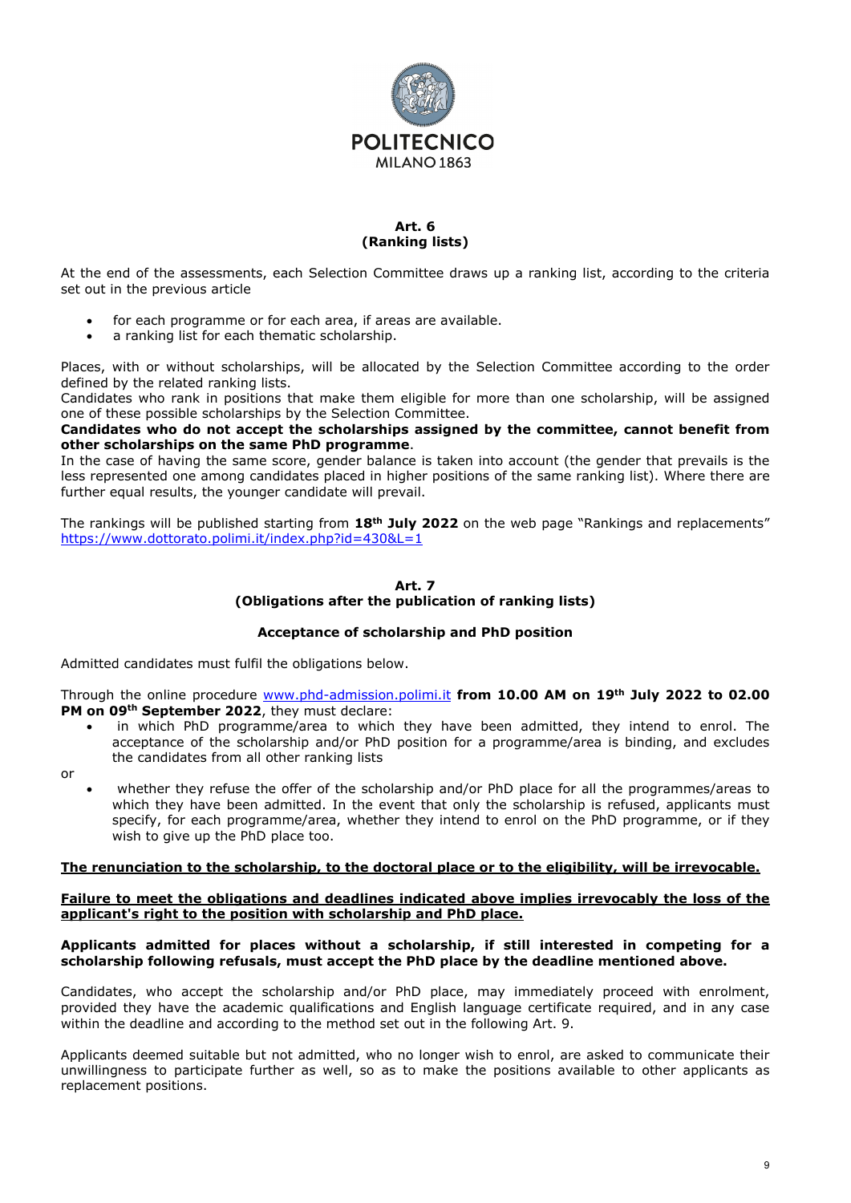## Art. 6
## (Ranking lists)

At the end of the assessments, each Selection Committee draws up a ranking list, according to the criteria set out in the previous article

- for each programme or for each area, if areas are available.
- a ranking list for each thematic scholarship.

Places, with or without scholarships, will be allocated by the Selection Committee according to the order defined by the related ranking lists.
Candidates who rank in positions that make them eligible for more than one scholarship, will be assigned one of these possible scholarships by the Selection Committee.
**Candidates who do not accept the scholarships assigned by the committee, cannot benefit from other scholarships on the same PhD programme**.
In the case of having the same score, gender balance is taken into account (the gender that prevails is the less represented one among candidates placed in higher positions of the same ranking list). Where there are further equal results, the younger candidate will prevail.

The rankings will be published starting from **18th July 2022** on the web page "Rankings and replacements" https://www.dottorato.polimi.it/index.php?id=430&L=1

## Art. 7
## (Obligations after the publication of ranking lists)

### Acceptance of scholarship and PhD position

Admitted candidates must fulfil the obligations below.

Through the online procedure www.phd-admission.polimi.it **from 10.00 AM on 19th July 2022 to 02.00 PM on 09th September 2022**, they must declare:

- in which PhD programme/area to which they have been admitted, they intend to enrol. The acceptance of the scholarship and/or PhD position for a programme/area is binding, and excludes the candidates from all other ranking lists

or

- whether they refuse the offer of the scholarship and/or PhD place for all the programmes/areas to which they have been admitted. In the event that only the scholarship is refused, applicants must specify, for each programme/area, whether they intend to enrol on the PhD programme, or if they wish to give up the PhD place too.

**The renunciation to the scholarship, to the doctoral place or to the eligibility, will be irrevocable.**

**Failure to meet the obligations and deadlines indicated above implies irrevocably the loss of the applicant's right to the position with scholarship and PhD place.**

**Applicants admitted for places without a scholarship, if still interested in competing for a scholarship following refusals, must accept the PhD place by the deadline mentioned above.**

Candidates, who accept the scholarship and/or PhD place, may immediately proceed with enrolment, provided they have the academic qualifications and English language certificate required, and in any case within the deadline and according to the method set out in the following Art. 9.

Applicants deemed suitable but not admitted, who no longer wish to enrol, are asked to communicate their unwillingness to participate further as well, so as to make the positions available to other applicants as replacement positions.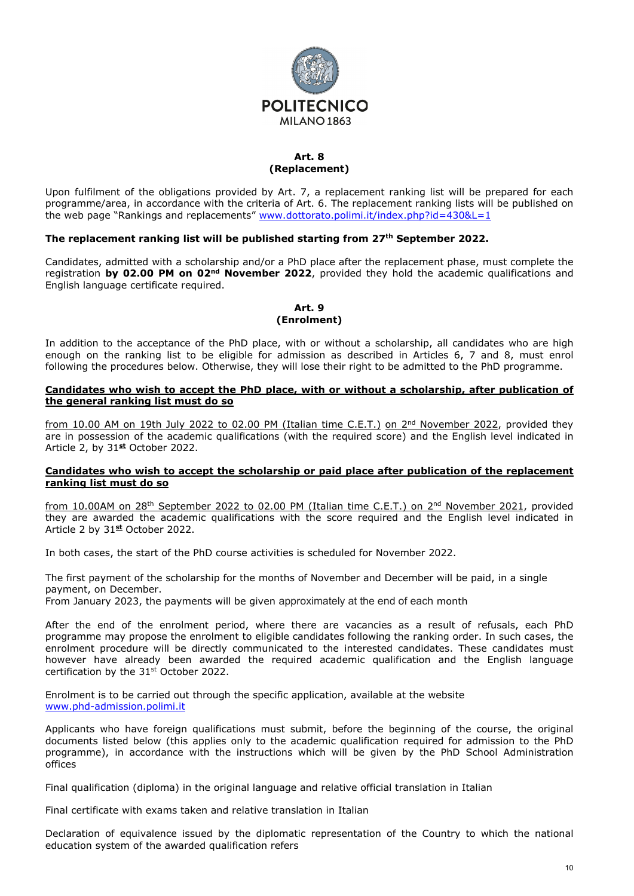## Art. 8
## (Replacement)

Upon fulfilment of the obligations provided by Art. 7, a replacement ranking list will be prepared for each programme/area, in accordance with the criteria of Art. 6. The replacement ranking lists will be published on the web page "Rankings and replacements" www.dottorato.polimi.it/index.php?id=430&L=1

**The replacement ranking list will be published starting from 27th September 2022.**

Candidates, admitted with a scholarship and/or a PhD place after the replacement phase, must complete the registration **by 02.00 PM on 02nd November 2022**, provided they hold the academic qualifications and English language certificate required.

## Art. 9
## (Enrolment)

In addition to the acceptance of the PhD place, with or without a scholarship, all candidates who are high enough on the ranking list to be eligible for admission as described in Articles 6, 7 and 8, must enrol following the procedures below. Otherwise, they will lose their right to be admitted to the PhD programme.

**Candidates who wish to accept the PhD place, with or without a scholarship, after publication of the general ranking list must do so**

from 10.00 AM on 19th July 2022 to 02.00 PM (Italian time C.E.T.) on 2nd November 2022, provided they are in possession of the academic qualifications (with the required score) and the English level indicated in Article 2, by 31st October 2022.

**Candidates who wish to accept the scholarship or paid place after publication of the replacement ranking list must do so**

from 10.00AM on 28th September 2022 to 02.00 PM (Italian time C.E.T.) on 2nd November 2021, provided they are awarded the academic qualifications with the score required and the English level indicated in Article 2 by 31st October 2022.

In both cases, the start of the PhD course activities is scheduled for November 2022.

The first payment of the scholarship for the months of November and December will be paid, in a single payment, on December.
From January 2023, the payments will be given approximately at the end of each month

After the end of the enrolment period, where there are vacancies as a result of refusals, each PhD programme may propose the enrolment to eligible candidates following the ranking order. In such cases, the enrolment procedure will be directly communicated to the interested candidates. These candidates must however have already been awarded the required academic qualification and the English language certification by the 31st October 2022.

Enrolment is to be carried out through the specific application, available at the website www.phd-admission.polimi.it

Applicants who have foreign qualifications must submit, before the beginning of the course, the original documents listed below (this applies only to the academic qualification required for admission to the PhD programme), in accordance with the instructions which will be given by the PhD School Administration offices

Final qualification (diploma) in the original language and relative official translation in Italian

Final certificate with exams taken and relative translation in Italian

Declaration of equivalence issued by the diplomatic representation of the Country to which the national education system of the awarded qualification refers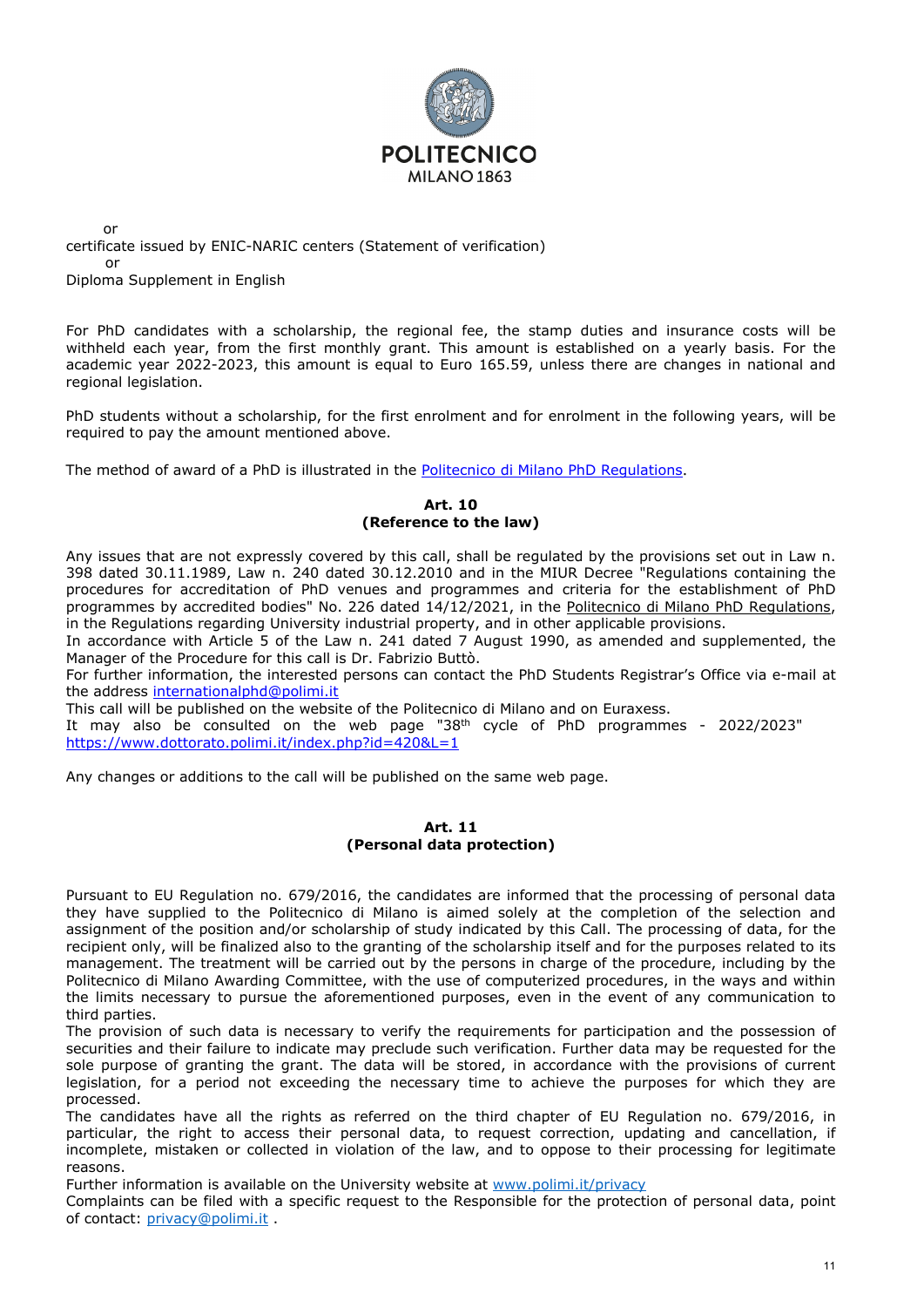or

certificate issued by ENIC-NARIC centers (Statement of verification)

or

Diploma Supplement in English

For PhD candidates with a scholarship, the regional fee, the stamp duties and insurance costs will be withheld each year, from the first monthly grant. This amount is established on a yearly basis. For the academic year 2022-2023, this amount is equal to Euro 165.59, unless there are changes in national and regional legislation.

PhD students without a scholarship, for the first enrolment and for enrolment in the following years, will be required to pay the amount mentioned above.

The method of award of a PhD is illustrated in the [Politecnico di Milano PhD Regulations](#).

**Art. 10**
**(Reference to the law)**

Any issues that are not expressly covered by this call, shall be regulated by the provisions set out in Law n. 398 dated 30.11.1989, Law n. 240 dated 30.12.2010 and in the MIUR Decree "Regulations containing the procedures for accreditation of PhD venues and programmes and criteria for the establishment of PhD programmes by accredited bodies" No. 226 dated 14/12/2021, in the Politecnico di Milano PhD Regulations, in the Regulations regarding University industrial property, and in other applicable provisions.
In accordance with Article 5 of the Law n. 241 dated 7 August 1990, as amended and supplemented, the Manager of the Procedure for this call is Dr. Fabrizio Buttò.
For further information, the interested persons can contact the PhD Students Registrar's Office via e-mail at the address [internationalphd@polimi.it](mailto:internationalphd@polimi.it)
This call will be published on the website of the Politecnico di Milano and on Euraxess.
It may also be consulted on the web page "38th cycle of PhD programmes - 2022/2023" [https://www.dottorato.polimi.it/index.php?id=420&L=1](https://www.dottorato.polimi.it/index.php?id=420&L=1)

Any changes or additions to the call will be published on the same web page.

**Art. 11**
**(Personal data protection)**

Pursuant to EU Regulation no. 679/2016, the candidates are informed that the processing of personal data they have supplied to the Politecnico di Milano is aimed solely at the completion of the selection and assignment of the position and/or scholarship of study indicated by this Call. The processing of data, for the recipient only, will be finalized also to the granting of the scholarship itself and for the purposes related to its management. The treatment will be carried out by the persons in charge of the procedure, including by the Politecnico di Milano Awarding Committee, with the use of computerized procedures, in the ways and within the limits necessary to pursue the aforementioned purposes, even in the event of any communication to third parties.
The provision of such data is necessary to verify the requirements for participation and the possession of securities and their failure to indicate may preclude such verification. Further data may be requested for the sole purpose of granting the grant. The data will be stored, in accordance with the provisions of current legislation, for a period not exceeding the necessary time to achieve the purposes for which they are processed.
The candidates have all the rights as referred on the third chapter of EU Regulation no. 679/2016, in particular, the right to access their personal data, to request correction, updating and cancellation, if incomplete, mistaken or collected in violation of the law, and to oppose to their processing for legitimate reasons.
Further information is available on the University website at [www.polimi.it/privacy](http://www.polimi.it/privacy)
Complaints can be filed with a specific request to the Responsible for the protection of personal data, point of contact: [privacy@polimi.it](mailto:privacy@polimi.it) .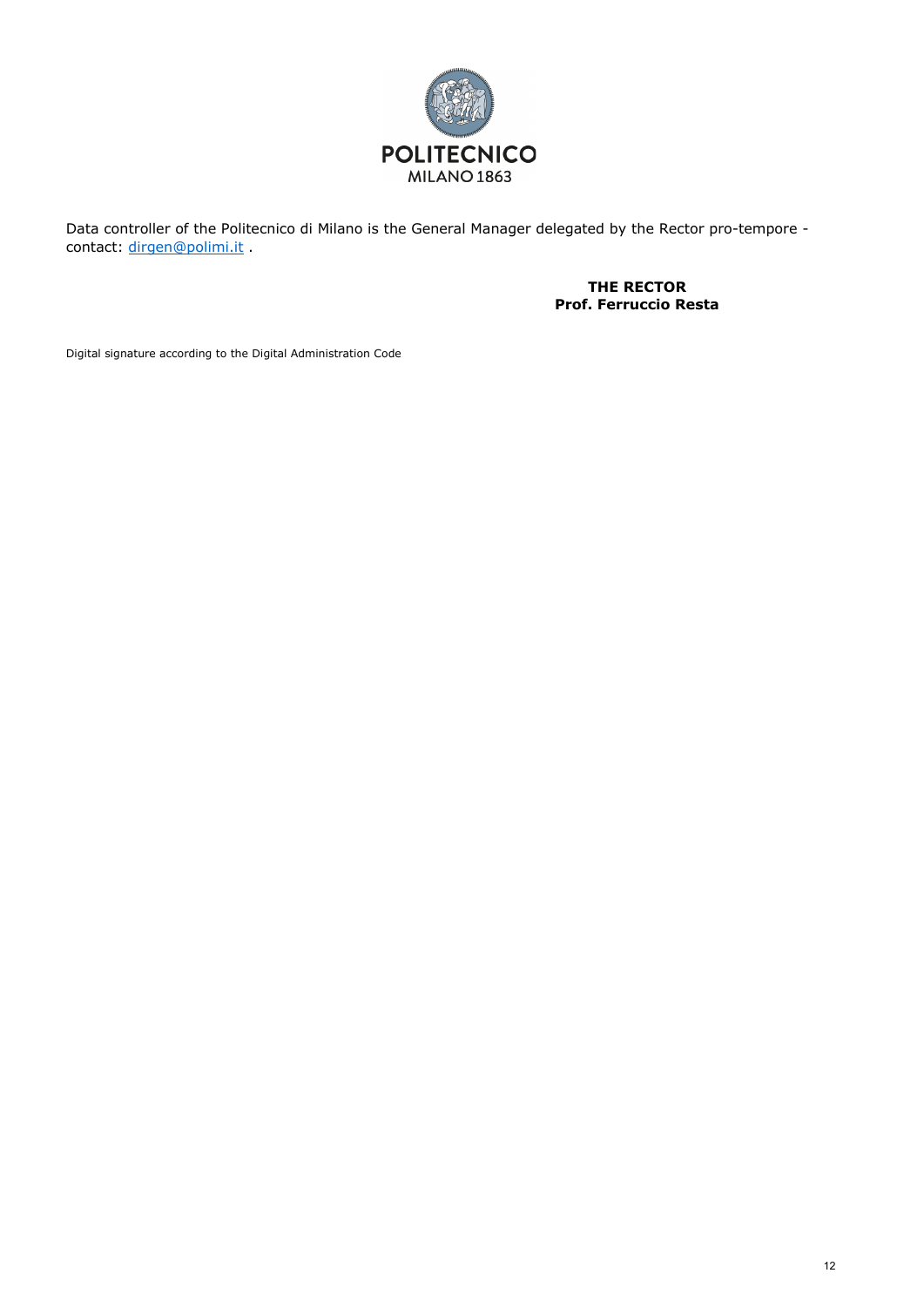Data controller of the Politecnico di Milano is the General Manager delegated by the Rector pro-tempore - contact: dirgen@polimi.it .

**THE RECTOR**
**Prof. Ferruccio Resta**

Digital signature according to the Digital Administration Code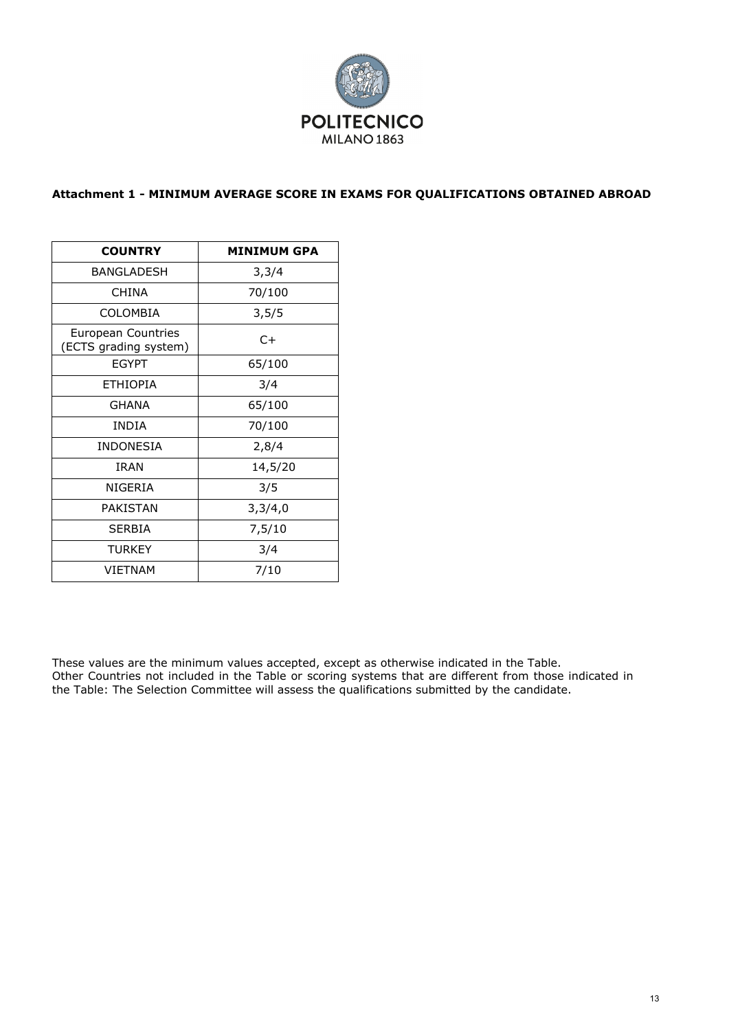**Attachment 1 - MINIMUM AVERAGE SCORE IN EXAMS FOR QUALIFICATIONS OBTAINED ABROAD**

| COUNTRY | MINIMUM GPA |
|---|---|
| BANGLADESH | 3,3/4 |
| CHINA | 70/100 |
| COLOMBIA | 3,5/5 |
| European Countries (ECTS grading system) | C+ |
| EGYPT | 65/100 |
| ETHIOPIA | 3/4 |
| GHANA | 65/100 |
| INDIA | 70/100 |
| INDONESIA | 2,8/4 |
| IRAN | 14,5/20 |
| NIGERIA | 3/5 |
| PAKISTAN | 3,3/4,0 |
| SERBIA | 7,5/10 |
| TURKEY | 3/4 |
| VIETNAM | 7/10 |

These values are the minimum values accepted, except as otherwise indicated in the Table.
Other Countries not included in the Table or scoring systems that are different from those indicated in the Table: The Selection Committee will assess the qualifications submitted by the candidate.